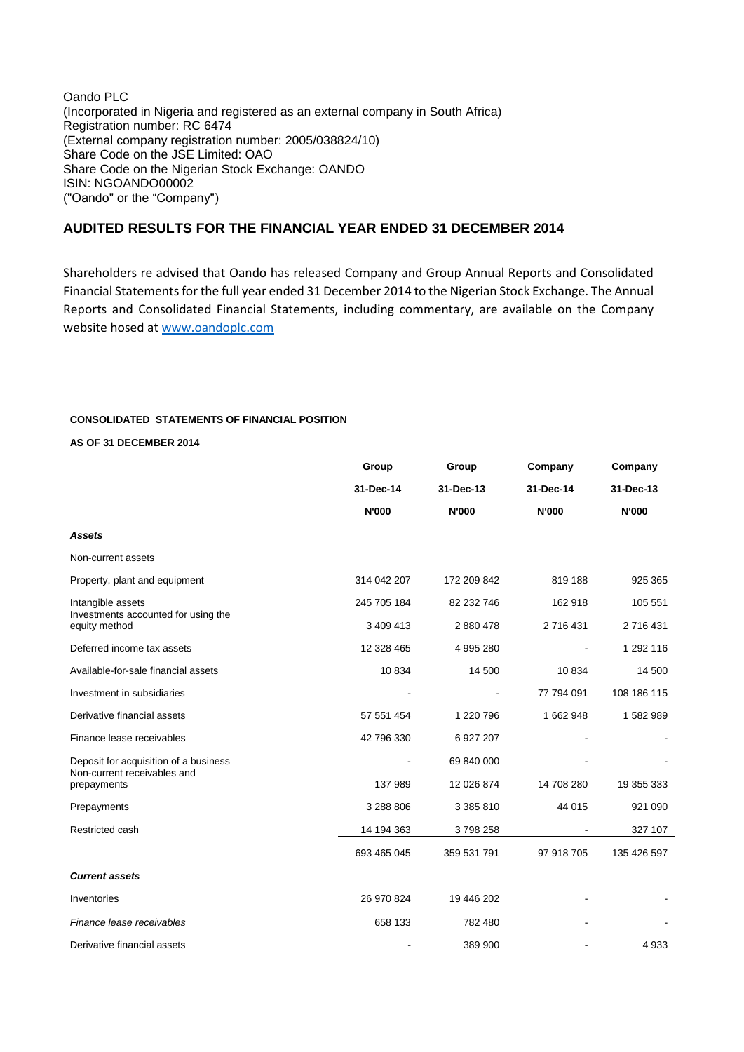Oando PLC
(Incorporated in Nigeria and registered as an external company in South Africa)
Registration number: RC 6474
(External company registration number: 2005/038824/10)
Share Code on the JSE Limited: OAO
Share Code on the Nigerian Stock Exchange: OANDO
ISIN: NGOANDO00002
("Oando" or the "Company")

## AUDITED RESULTS FOR THE FINANCIAL YEAR ENDED 31 DECEMBER 2014

Shareholders re advised that Oando has released Company and Group Annual Reports and Consolidated Financial Statements for the full year ended 31 December 2014 to the Nigerian Stock Exchange. The Annual Reports and Consolidated Financial Statements, including commentary, are available on the Company website hosed at [www.oandoplc.com](www.oandoplc.com)

**CONSOLIDATED STATEMENTS OF FINANCIAL POSITION**

**AS OF 31 DECEMBER 2014**

| | Group | Group | Company | Company |
|---|---|---|---|---|
| | 31-Dec-14 | 31-Dec-13 | 31-Dec-14 | 31-Dec-13 |
| | N'000 | N'000 | N'000 | N'000 |
| ***Assets*** | | | | |
| Non-current assets | | | | |
| Property, plant and equipment | 314 042 207 | 172 209 842 | 819 188 | 925 365 |
| Intangible assets | 245 705 184 | 82 232 746 | 162 918 | 105 551 |
| Investments accounted for using the equity method | 3 409 413 | 2 880 478 | 2 716 431 | 2 716 431 |
| Deferred income tax assets | 12 328 465 | 4 995 280 | - | 1 292 116 |
| Available-for-sale financial assets | 10 834 | 14 500 | 10 834 | 14 500 |
| Investment in subsidiaries | - | - | 77 794 091 | 108 186 115 |
| Derivative financial assets | 57 551 454 | 1 220 796 | 1 662 948 | 1 582 989 |
| Finance lease receivables | 42 796 330 | 6 927 207 | - | - |
| Deposit for acquisition of a business | - | 69 840 000 | - | - |
| Non-current receivables and prepayments | 137 989 | 12 026 874 | 14 708 280 | 19 355 333 |
| Prepayments | 3 288 806 | 3 385 810 | 44 015 | 921 090 |
| Restricted cash | 14 194 363 | 3 798 258 | - | 327 107 |
| | 693 465 045 | 359 531 791 | 97 918 705 | 135 426 597 |
| ***Current assets*** | | | | |
| Inventories | 26 970 824 | 19 446 202 | - | - |
| *Finance lease receivables* | 658 133 | 782 480 | - | - |
| Derivative financial assets | - | 389 900 | - | 4 933 |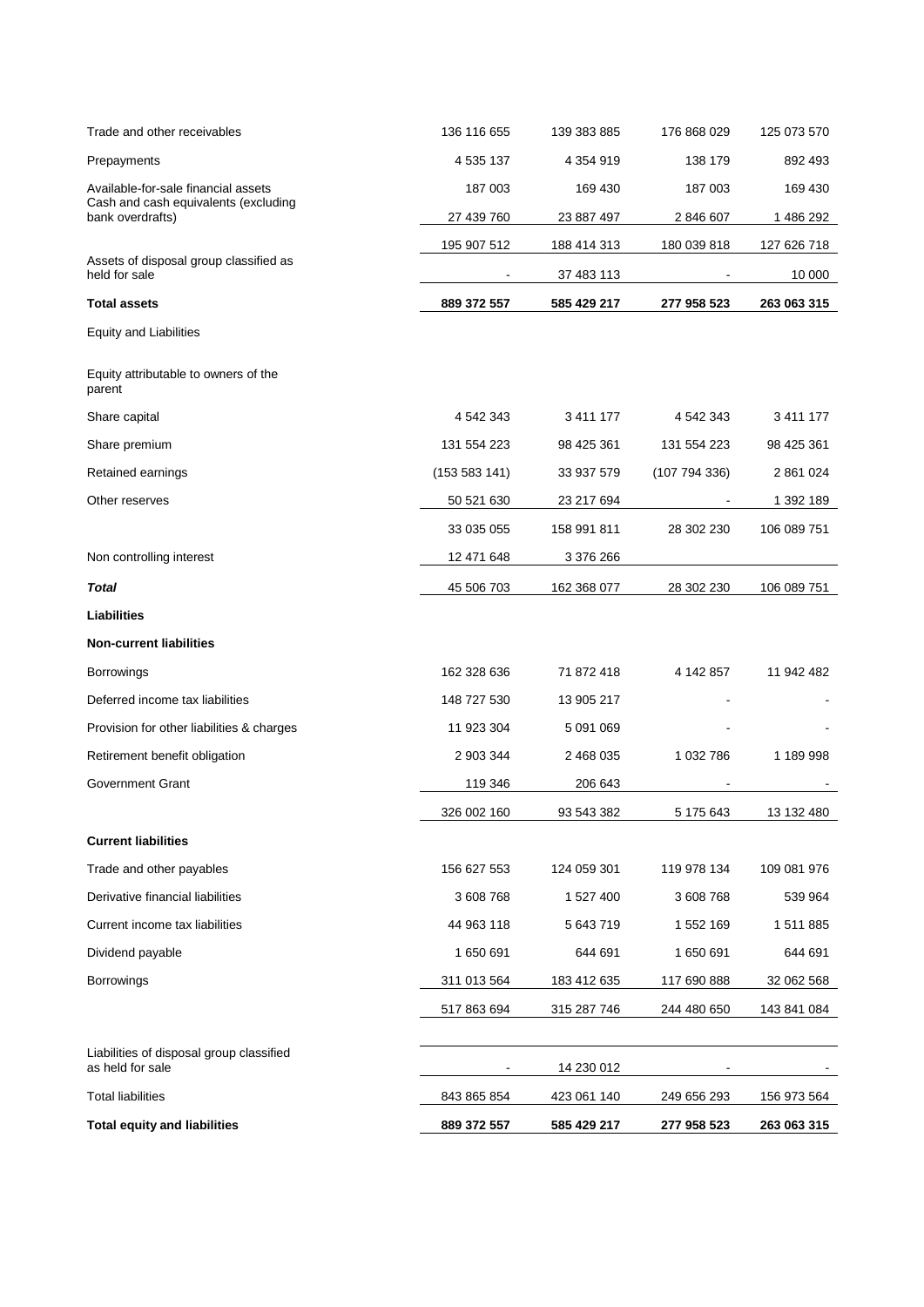| | | | | |
|---|---|---|---|---|
| Trade and other receivables | 136 116 655 | 139 383 885 | 176 868 029 | 125 073 570 |
| Prepayments | 4 535 137 | 4 354 919 | 138 179 | 892 493 |
| Available-for-sale financial assets | 187 003 | 169 430 | 187 003 | 169 430 |
| Cash and cash equivalents (excluding bank overdrafts) | 27 439 760 | 23 887 497 | 2 846 607 | 1 486 292 |
| | 195 907 512 | 188 414 313 | 180 039 818 | 127 626 718 |
| Assets of disposal group classified as held for sale | - | 37 483 113 | - | 10 000 |
| **Total assets** | **889 372 557** | **585 429 217** | **277 958 523** | **263 063 315** |
| Equity and Liabilities | | | | |
| Equity attributable to owners of the parent | | | | |
| Share capital | 4 542 343 | 3 411 177 | 4 542 343 | 3 411 177 |
| Share premium | 131 554 223 | 98 425 361 | 131 554 223 | 98 425 361 |
| Retained earnings | (153 583 141) | 33 937 579 | (107 794 336) | 2 861 024 |
| Other reserves | 50 521 630 | 23 217 694 | - | 1 392 189 |
| | 33 035 055 | 158 991 811 | 28 302 230 | 106 089 751 |
| Non controlling interest | 12 471 648 | 3 376 266 | | |
| ***Total*** | 45 506 703 | 162 368 077 | 28 302 230 | 106 089 751 |
| **Liabilities** | | | | |
| **Non-current liabilities** | | | | |
| Borrowings | 162 328 636 | 71 872 418 | 4 142 857 | 11 942 482 |
| Deferred income tax liabilities | 148 727 530 | 13 905 217 | - | - |
| Provision for other liabilities & charges | 11 923 304 | 5 091 069 | - | - |
| Retirement benefit obligation | 2 903 344 | 2 468 035 | 1 032 786 | 1 189 998 |
| Government Grant | 119 346 | 206 643 | - | - |
| | 326 002 160 | 93 543 382 | 5 175 643 | 13 132 480 |
| **Current liabilities** | | | | |
| Trade and other payables | 156 627 553 | 124 059 301 | 119 978 134 | 109 081 976 |
| Derivative financial liabilities | 3 608 768 | 1 527 400 | 3 608 768 | 539 964 |
| Current income tax liabilities | 44 963 118 | 5 643 719 | 1 552 169 | 1 511 885 |
| Dividend payable | 1 650 691 | 644 691 | 1 650 691 | 644 691 |
| Borrowings | 311 013 564 | 183 412 635 | 117 690 888 | 32 062 568 |
| | 517 863 694 | 315 287 746 | 244 480 650 | 143 841 084 |
| Liabilities of disposal group classified as held for sale | - | 14 230 012 | - | - |
| Total liabilities | 843 865 854 | 423 061 140 | 249 656 293 | 156 973 564 |
| **Total equity and liabilities** | **889 372 557** | **585 429 217** | **277 958 523** | **263 063 315** |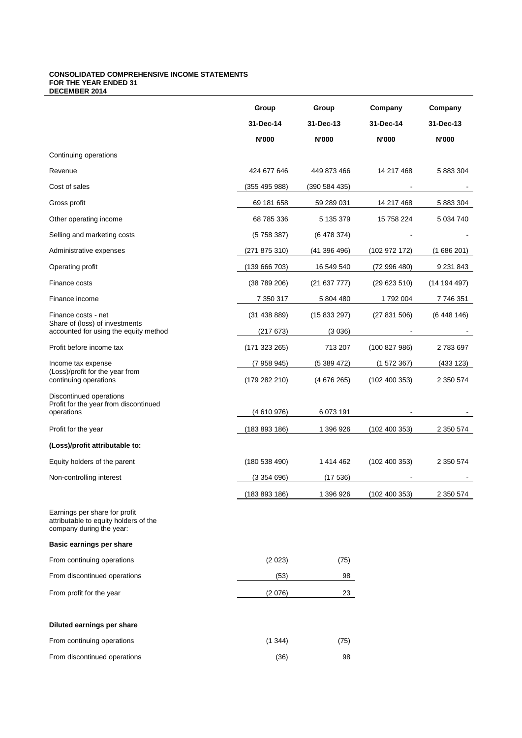**CONSOLIDATED COMPREHENSIVE INCOME STATEMENTS FOR THE YEAR ENDED 31 DECEMBER 2014**

| | Group | Group | Company | Company |
|---|---|---|---|---|
| | 31-Dec-14 | 31-Dec-13 | 31-Dec-14 | 31-Dec-13 |
| | N'000 | N'000 | N'000 | N'000 |
| Continuing operations | | | | |
| Revenue | 424 677 646 | 449 873 466 | 14 217 468 | 5 883 304 |
| Cost of sales | (355 495 988) | (390 584 435) | - | - |
| Gross profit | 69 181 658 | 59 289 031 | 14 217 468 | 5 883 304 |
| Other operating income | 68 785 336 | 5 135 379 | 15 758 224 | 5 034 740 |
| Selling and marketing costs | (5 758 387) | (6 478 374) | - | - |
| Administrative expenses | (271 875 310) | (41 396 496) | (102 972 172) | (1 686 201) |
| Operating profit | (139 666 703) | 16 549 540 | (72 996 480) | 9 231 843 |
| Finance costs | (38 789 206) | (21 637 777) | (29 623 510) | (14 194 497) |
| Finance income | 7 350 317 | 5 804 480 | 1 792 004 | 7 746 351 |
| Finance costs - net | (31 438 889) | (15 833 297) | (27 831 506) | (6 448 146) |
| Share of (loss) of investments accounted for using the equity method | (217 673) | (3 036) | - | - |
| Profit before income tax | (171 323 265) | 713 207 | (100 827 986) | 2 783 697 |
| Income tax expense | (7 958 945) | (5 389 472) | (1 572 367) | (433 123) |
| (Loss)/profit for the year from continuing operations | (179 282 210) | (4 676 265) | (102 400 353) | 2 350 574 |
| Discontinued operations | | | | |
| Profit for the year from discontinued operations | (4 610 976) | 6 073 191 | - | - |
| Profit for the year | (183 893 186) | 1 396 926 | (102 400 353) | 2 350 574 |
| **(Loss)/profit attributable to:** | | | | |
| Equity holders of the parent | (180 538 490) | 1 414 462 | (102 400 353) | 2 350 574 |
| Non-controlling interest | (3 354 696) | (17 536) | - | - |
| | (183 893 186) | 1 396 926 | (102 400 353) | 2 350 574 |
| Earnings per share for profit attributable to equity holders of the company during the year: | | | | |
| **Basic earnings per share** | | | | |
| From continuing operations | (2 023) | (75) | | |
| From discontinued operations | (53) | 98 | | |
| From profit for the year | (2 076) | 23 | | |
| **Diluted earnings per share** | | | | |
| From continuing operations | (1 344) | (75) | | |
| From discontinued operations | (36) | 98 | | |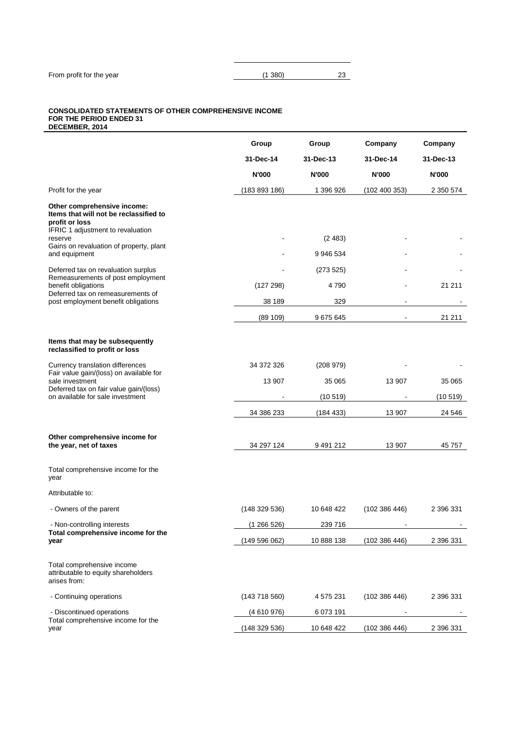| From profit for the year | (1 380) | 23 |
|---|---|---|

**CONSOLIDATED STATEMENTS OF OTHER COMPREHENSIVE INCOME FOR THE PERIOD ENDED 31 DECEMBER, 2014**

| | Group | Group | Company | Company |
|---|---|---|---|---|
| | 31-Dec-14 | 31-Dec-13 | 31-Dec-14 | 31-Dec-13 |
| | N'000 | N'000 | N'000 | N'000 |
| Profit for the year | (183 893 186) | 1 396 926 | (102 400 353) | 2 350 574 |
| **Other comprehensive income:** | | | | |
| **Items that will not be reclassified to profit or loss** | | | | |
| IFRIC 1 adjustment to revaluation reserve | - | (2 483) | - | - |
| Gains on revaluation of property, plant and equipment | - | 9 946 534 | - | - |
| Deferred tax on revaluation surplus | - | (273 525) | - | - |
| Remeasurements of post employment benefit obligations | (127 298) | 4 790 | - | 21 211 |
| Deferred tax on remeasurements of post employment benefit obligations | 38 189 | 329 | - | - |
| | (89 109) | 9 675 645 | - | 21 211 |
| **Items that may be subsequently reclassified to profit or loss** | | | | |
| Currency translation differences | 34 372 326 | (208 979) | - | - |
| Fair value gain/(loss) on available for sale investment | 13 907 | 35 065 | 13 907 | 35 065 |
| Deferred tax on fair value gain/(loss) on available for sale investment | - | (10 519) | - | (10 519) |
| | 34 386 233 | (184 433) | 13 907 | 24 546 |
| **Other comprehensive income for the year, net of taxes** | 34 297 124 | 9 491 212 | 13 907 | 45 757 |
| Total comprehensive income for the year | | | | |
| Attributable to: | | | | |
| - Owners of the parent | (148 329 536) | 10 648 422 | (102 386 446) | 2 396 331 |
| - Non-controlling interests | (1 266 526) | 239 716 | - | - |
| **Total comprehensive income for the year** | (149 596 062) | 10 888 138 | (102 386 446) | 2 396 331 |
| Total comprehensive income attributable to equity shareholders arises from: | | | | |
| - Continuing operations | (143 718 560) | 4 575 231 | (102 386 446) | 2 396 331 |
| - Discontinued operations | (4 610 976) | 6 073 191 | - | - |
| Total comprehensive income for the year | (148 329 536) | 10 648 422 | (102 386 446) | 2 396 331 |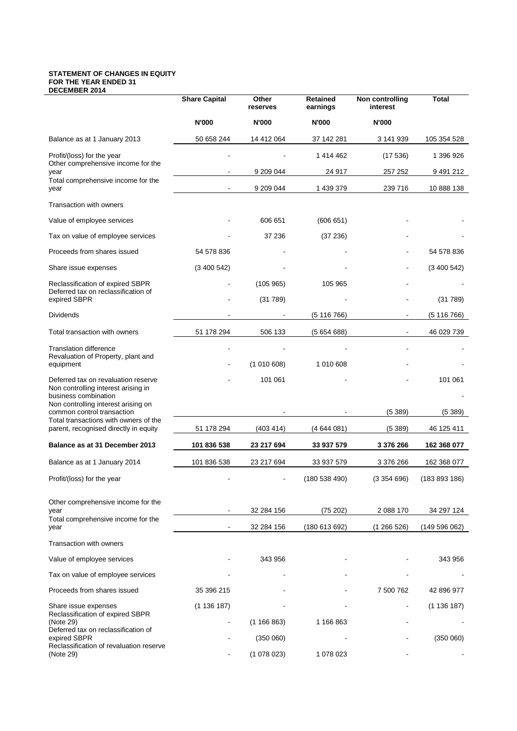**STATEMENT OF CHANGES IN EQUITY FOR THE YEAR ENDED 31 DECEMBER 2014**

| | Share Capital | Other reserves | Retained earnings | Non controlling interest | Total |
|---|---|---|---|---|---|
| | N'000 | N'000 | N'000 | N'000 | |
| Balance as at 1 January 2013 | 50 658 244 | 14 412 064 | 37 142 281 | 3 141 939 | 105 354 528 |
| Profit/(loss) for the year | - | - | 1 414 462 | (17 536) | 1 396 926 |
| Other comprehensive income for the year | - | 9 209 044 | 24 917 | 257 252 | 9 491 212 |
| Total comprehensive income for the year | - | 9 209 044 | 1 439 379 | 239 716 | 10 888 138 |
| Transaction with owners | | | | | |
| Value of employee services | - | 606 651 | (606 651) | - | - |
| Tax on value of employee services | - | 37 236 | (37 236) | - | - |
| Proceeds from shares issued | 54 578 836 | - | - | - | 54 578 836 |
| Share issue expenses | (3 400 542) | - | - | - | (3 400 542) |
| Reclassification of expired SBPR | - | (105 965) | 105 965 | - | - |
| Deferred tax on reclassification of expired SBPR | - | (31 789) | - | - | (31 789) |
| Dividends | - | - | (5 116 766) | - | (5 116 766) |
| Total transaction with owners | 51 178 294 | 506 133 | (5 654 688) | - | 46 029 739 |
| Translation difference | - | - | - | - | - |
| Revaluation of Property, plant and equipment | - | (1 010 608) | 1 010 608 | - | - |
| Deferred tax on revaluation reserve | - | 101 061 | - | - | 101 061 |
| Non controlling interest arising in business combination | | | | | - |
| Non controlling interest arising on common control transaction | | - | - | (5 389) | (5 389) |
| Total transactions with owners of the parent, recognised directly in equity | 51 178 294 | (403 414) | (4 644 081) | (5 389) | 46 125 411 |
| **Balance as at 31 December 2013** | **101 836 538** | **23 217 694** | **33 937 579** | **3 376 266** | **162 368 077** |
| Balance as at 1 January 2014 | 101 836 538 | 23 217 694 | 33 937 579 | 3 376 266 | 162 368 077 |
| Profit/(loss) for the year | - | - | (180 538 490) | (3 354 696) | (183 893 186) |
| Other comprehensive income for the year | - | 32 284 156 | (75 202) | 2 088 170 | 34 297 124 |
| Total comprehensive income for the year | - | 32 284 156 | (180 613 692) | (1 266 526) | (149 596 062) |
| Transaction with owners | | | | | |
| Value of employee services | - | 343 956 | - | - | 343 956 |
| Tax on value of employee services | - | - | - | - | - |
| Proceeds from shares issued | 35 396 215 | - | - | 7 500 762 | 42 896 977 |
| Share issue expenses | (1 136 187) | - | - | - | (1 136 187) |
| Reclassification of expired SBPR (Note 29) | - | (1 166 863) | 1 166 863 | - | - |
| Deferred tax on reclassification of expired SBPR | - | (350 060) | - | - | (350 060) |
| Reclassification of revaluation reserve (Note 29) | - | (1 078 023) | 1 078 023 | - | - |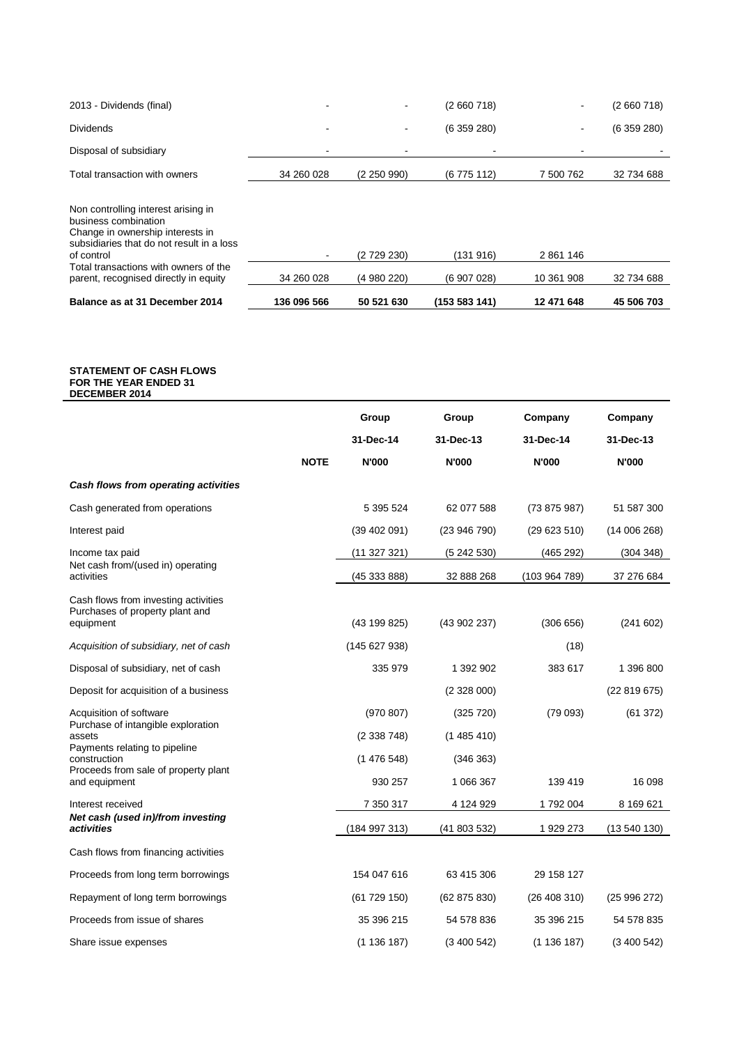| | | | | | |
|---|---|---|---|---|---|
| 2013 - Dividends (final) | - | - | (2 660 718) | - | (2 660 718) |
| Dividends | - | - | (6 359 280) | - | (6 359 280) |
| Disposal of subsidiary | - | - | - | - | - |
| Total transaction with owners | 34 260 028 | (2 250 990) | (6 775 112) | 7 500 762 | 32 734 688 |
| Non controlling interest arising in business combination<br>Change in ownership interests in subsidiaries that do not result in a loss of control | - | (2 729 230) | (131 916) | 2 861 146 | |
| Total transactions with owners of the parent, recognised directly in equity | 34 260 028 | (4 980 220) | (6 907 028) | 10 361 908 | 32 734 688 |
| **Balance as at 31 December 2014** | **136 096 566** | **50 521 630** | **(153 583 141)** | **12 471 648** | **45 506 703** |

**STATEMENT OF CASH FLOWS FOR THE YEAR ENDED 31 DECEMBER 2014**

| | | Group | Group | Company | Company |
|---|---|---|---|---|---|
| | | 31-Dec-14 | 31-Dec-13 | 31-Dec-14 | 31-Dec-13 |
| | **NOTE** | **N'000** | **N'000** | **N'000** | **N'000** |
| ***Cash flows from operating activities*** | | | | | |
| Cash generated from operations | | 5 395 524 | 62 077 588 | (73 875 987) | 51 587 300 |
| Interest paid | | (39 402 091) | (23 946 790) | (29 623 510) | (14 006 268) |
| Income tax paid | | (11 327 321) | (5 242 530) | (465 292) | (304 348) |
| Net cash from/(used in) operating activities | | (45 333 888) | 32 888 268 | (103 964 789) | 37 276 684 |
| Cash flows from investing activities | | | | | |
| Purchases of property plant and equipment | | (43 199 825) | (43 902 237) | (306 656) | (241 602) |
| *Acquisition of subsidiary, net of cash* | | (145 627 938) | | (18) | |
| Disposal of subsidiary, net of cash | | 335 979 | 1 392 902 | 383 617 | 1 396 800 |
| Deposit for acquisition of a business | | | (2 328 000) | | (22 819 675) |
| Acquisition of software | | (970 807) | (325 720) | (79 093) | (61 372) |
| Purchase of intangible exploration assets | | (2 338 748) | (1 485 410) | | |
| Payments relating to pipeline construction | | (1 476 548) | (346 363) | | |
| Proceeds from sale of property plant and equipment | | 930 257 | 1 066 367 | 139 419 | 16 098 |
| Interest received | | 7 350 317 | 4 124 929 | 1 792 004 | 8 169 621 |
| ***Net cash (used in)/from investing activities*** | | (184 997 313) | (41 803 532) | 1 929 273 | (13 540 130) |
| Cash flows from financing activities | | | | | |
| Proceeds from long term borrowings | | 154 047 616 | 63 415 306 | 29 158 127 | |
| Repayment of long term borrowings | | (61 729 150) | (62 875 830) | (26 408 310) | (25 996 272) |
| Proceeds from issue of shares | | 35 396 215 | 54 578 836 | 35 396 215 | 54 578 835 |
| Share issue expenses | | (1 136 187) | (3 400 542) | (1 136 187) | (3 400 542) |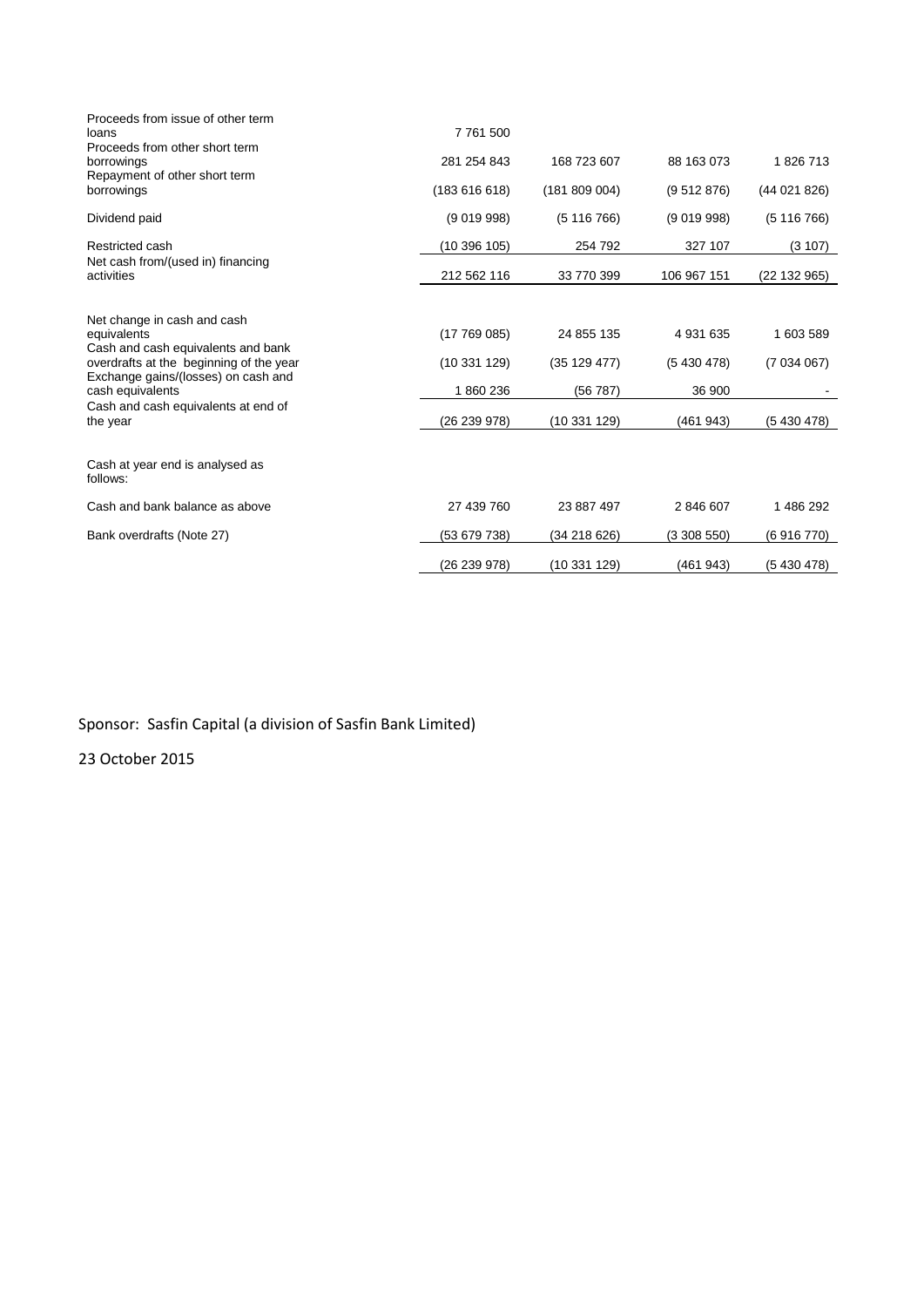| | | | | |
|---|---|---|---|---|
| Proceeds from issue of other term loans | 7 761 500 | | | |
| Proceeds from other short term borrowings | 281 254 843 | 168 723 607 | 88 163 073 | 1 826 713 |
| Repayment of other short term borrowings | (183 616 618) | (181 809 004) | (9 512 876) | (44 021 826) |
| Dividend paid | (9 019 998) | (5 116 766) | (9 019 998) | (5 116 766) |
| Restricted cash | (10 396 105) | 254 792 | 327 107 | (3 107) |
| Net cash from/(used in) financing activities | 212 562 116 | 33 770 399 | 106 967 151 | (22 132 965) |
| | | | | |
| Net change in cash and cash equivalents | (17 769 085) | 24 855 135 | 4 931 635 | 1 603 589 |
| Cash and cash equivalents and bank overdrafts at the beginning of the year | (10 331 129) | (35 129 477) | (5 430 478) | (7 034 067) |
| Exchange gains/(losses) on cash and cash equivalents | 1 860 236 | (56 787) | 36 900 | - |
| Cash and cash equivalents at end of the year | (26 239 978) | (10 331 129) | (461 943) | (5 430 478) |
| | | | | |
| Cash at year end is analysed as follows: | | | | |
| Cash and bank balance as above | 27 439 760 | 23 887 497 | 2 846 607 | 1 486 292 |
| Bank overdrafts (Note 27) | (53 679 738) | (34 218 626) | (3 308 550) | (6 916 770) |
| | (26 239 978) | (10 331 129) | (461 943) | (5 430 478) |

Sponsor: Sasfin Capital (a division of Sasfin Bank Limited)

23 October 2015